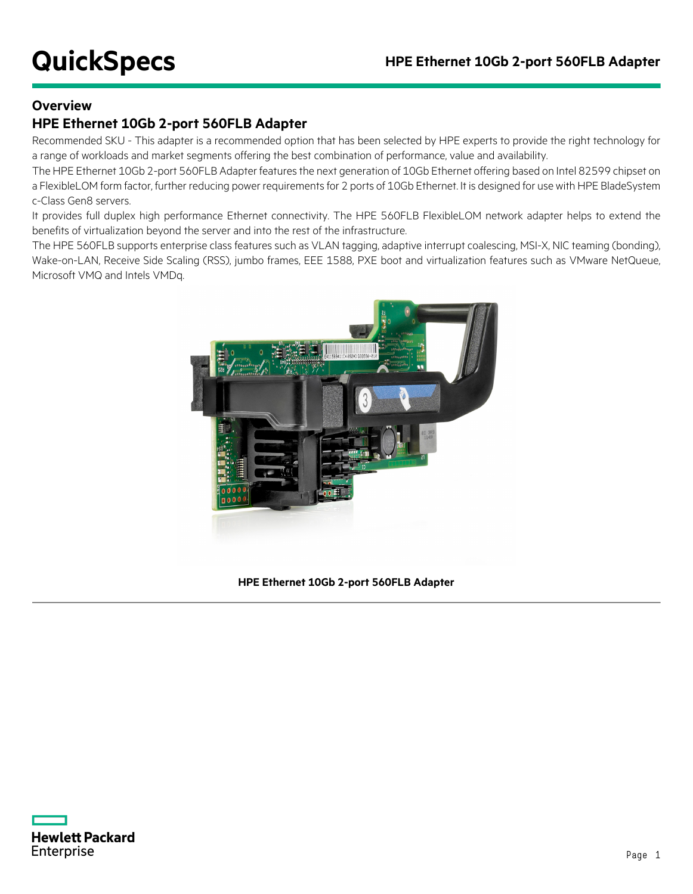# QuickSpecs

## Overview

### HPE Ethernet 10Gb 2-port 560FLB Adapter

Recommended SKU - This adapter is a recommended option that has been selected by HPE experts to provide the right technology for a range of workloads and market segments offering the best combination of performance, value and availability.

The HPE Ethernet 10Gb 2-port 560FLB Adapter features the next generation of 10Gb Ethernet offering based on Intel 82599 chipset on a FlexibleLOM form factor, further reducing power requirements for 2 ports of 10Gb Ethernet. It is designed for use with HPE BladeSystem c-Class Gen8 servers.

It provides full duplex high performance Ethernet connectivity. The HPE 560FLB FlexibleLOM network adapter helps to extend the benefits of virtualization beyond the server and into the rest of the infrastructure.

The HPE 560FLB supports enterprise class features such as VLAN tagging, adaptive interrupt coalescing, MSI-X, NIC teaming (bonding), Wake-on-LAN, Receive Side Scaling (RSS), jumbo frames, EEE 1588, PXE boot and virtualization features such as VMware NetQueue, Microsoft VMQ and Intels VMDq.

**HPE Ethernet 10Gb 2-port 560FLB Adapter**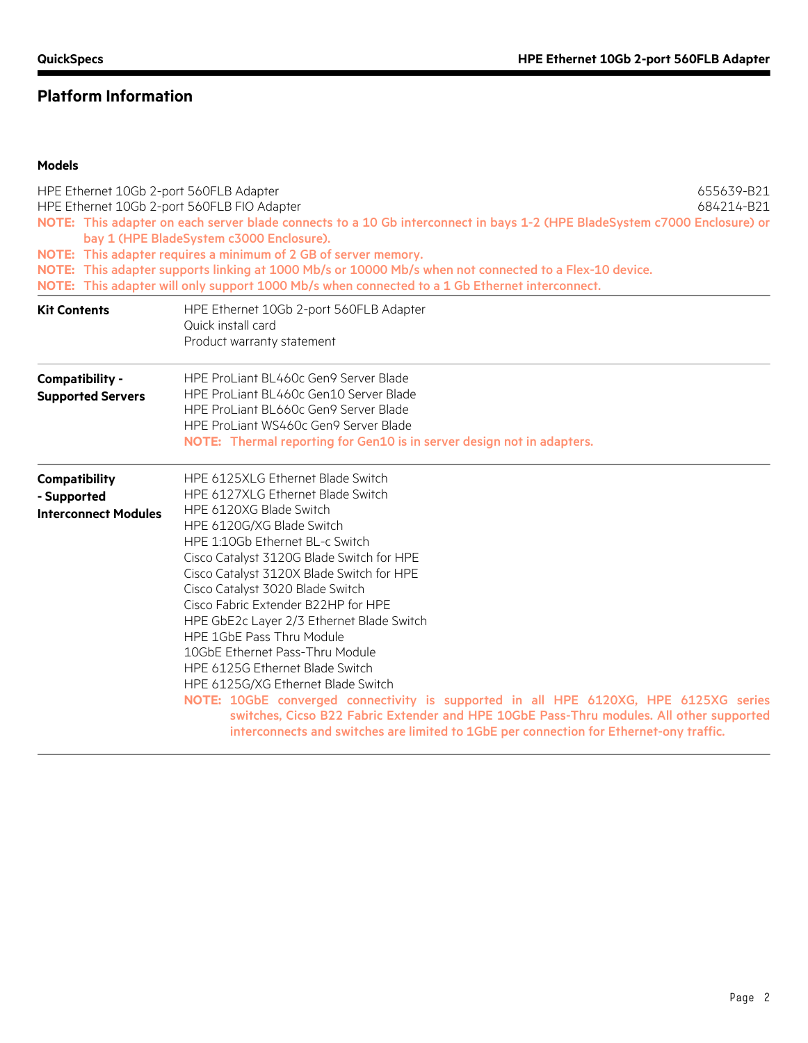## Platform Information

### Models

| | |
|---|---|
| HPE Ethernet 10Gb 2-port 560FLB Adapter | 655639-B21 |
| HPE Ethernet 10Gb 2-port 560FLB FIO Adapter | 684214-B21 |

**NOTE:** This adapter on each server blade connects to a 10 Gb interconnect in bays 1-2 (HPE BladeSystem c7000 Enclosure) or bay 1 (HPE BladeSystem c3000 Enclosure).

**NOTE:** This adapter requires a minimum of 2 GB of server memory.

**NOTE:** This adapter supports linking at 1000 Mb/s or 10000 Mb/s when not connected to a Flex-10 device.

**NOTE:** This adapter will only support 1000 Mb/s when connected to a 1 Gb Ethernet interconnect.

### Kit Contents

- HPE Ethernet 10Gb 2-port 560FLB Adapter
- Quick install card
- Product warranty statement

### Compatibility - Supported Servers

- HPE ProLiant BL460c Gen9 Server Blade
- HPE ProLiant BL460c Gen10 Server Blade
- HPE ProLiant BL660c Gen9 Server Blade
- HPE ProLiant WS460c Gen9 Server Blade

**NOTE:** Thermal reporting for Gen10 is in server design not in adapters.

### Compatibility - Supported Interconnect Modules

- HPE 6125XLG Ethernet Blade Switch
- HPE 6127XLG Ethernet Blade Switch
- HPE 6120XG Blade Switch
- HPE 6120G/XG Blade Switch
- HPE 1:10Gb Ethernet BL-c Switch
- Cisco Catalyst 3120G Blade Switch for HPE
- Cisco Catalyst 3120X Blade Switch for HPE
- Cisco Catalyst 3020 Blade Switch
- Cisco Fabric Extender B22HP for HPE
- HPE GbE2c Layer 2/3 Ethernet Blade Switch
- HPE 1GbE Pass Thru Module
- 10GbE Ethernet Pass-Thru Module
- HPE 6125G Ethernet Blade Switch
- HPE 6125G/XG Ethernet Blade Switch

**NOTE:** 10GbE converged connectivity is supported in all HPE 6120XG, HPE 6125XG series switches, Cisco B22 Fabric Extender and HPE 10GbE Pass-Thru modules. All other supported interconnects and switches are limited to 1GbE per connection for Ethernet-ony traffic.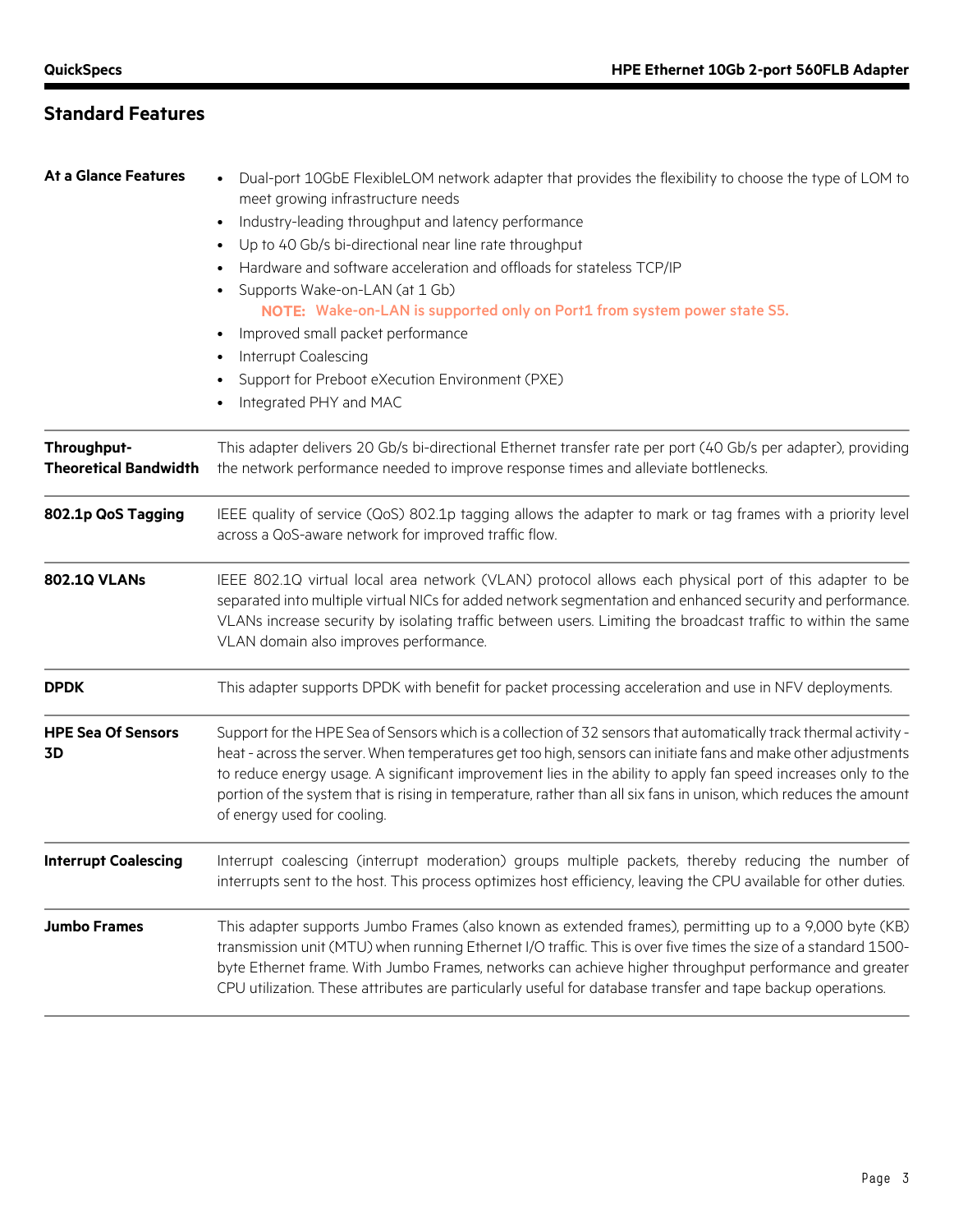## Standard Features

| | |
|---|---|
| **At a Glance Features** | • Dual-port 10GbE FlexibleLOM network adapter that provides the flexibility to choose the type of LOM to meet growing infrastructure needs<br>• Industry-leading throughput and latency performance<br>• Up to 40 Gb/s bi-directional near line rate throughput<br>• Hardware and software acceleration and offloads for stateless TCP/IP<br>• Supports Wake-on-LAN (at 1 Gb)<br>**NOTE:** Wake-on-LAN is supported only on Port1 from system power state S5.<br>• Improved small packet performance<br>• Interrupt Coalescing<br>• Support for Preboot eXecution Environment (PXE)<br>• Integrated PHY and MAC |
| **Throughput-Theoretical Bandwidth** | This adapter delivers 20 Gb/s bi-directional Ethernet transfer rate per port (40 Gb/s per adapter), providing the network performance needed to improve response times and alleviate bottlenecks. |
| **802.1p QoS Tagging** | IEEE quality of service (QoS) 802.1p tagging allows the adapter to mark or tag frames with a priority level across a QoS-aware network for improved traffic flow. |
| **802.1Q VLANs** | IEEE 802.1Q virtual local area network (VLAN) protocol allows each physical port of this adapter to be separated into multiple virtual NICs for added network segmentation and enhanced security and performance. VLANs increase security by isolating traffic between users. Limiting the broadcast traffic to within the same VLAN domain also improves performance. |
| **DPDK** | This adapter supports DPDK with benefit for packet processing acceleration and use in NFV deployments. |
| **HPE Sea Of Sensors 3D** | Support for the HPE Sea of Sensors which is a collection of 32 sensors that automatically track thermal activity - heat - across the server. When temperatures get too high, sensors can initiate fans and make other adjustments to reduce energy usage. A significant improvement lies in the ability to apply fan speed increases only to the portion of the system that is rising in temperature, rather than all six fans in unison, which reduces the amount of energy used for cooling. |
| **Interrupt Coalescing** | Interrupt coalescing (interrupt moderation) groups multiple packets, thereby reducing the number of interrupts sent to the host. This process optimizes host efficiency, leaving the CPU available for other duties. |
| **Jumbo Frames** | This adapter supports Jumbo Frames (also known as extended frames), permitting up to a 9,000 byte (KB) transmission unit (MTU) when running Ethernet I/O traffic. This is over five times the size of a standard 1500-byte Ethernet frame. With Jumbo Frames, networks can achieve higher throughput performance and greater CPU utilization. These attributes are particularly useful for database transfer and tape backup operations. |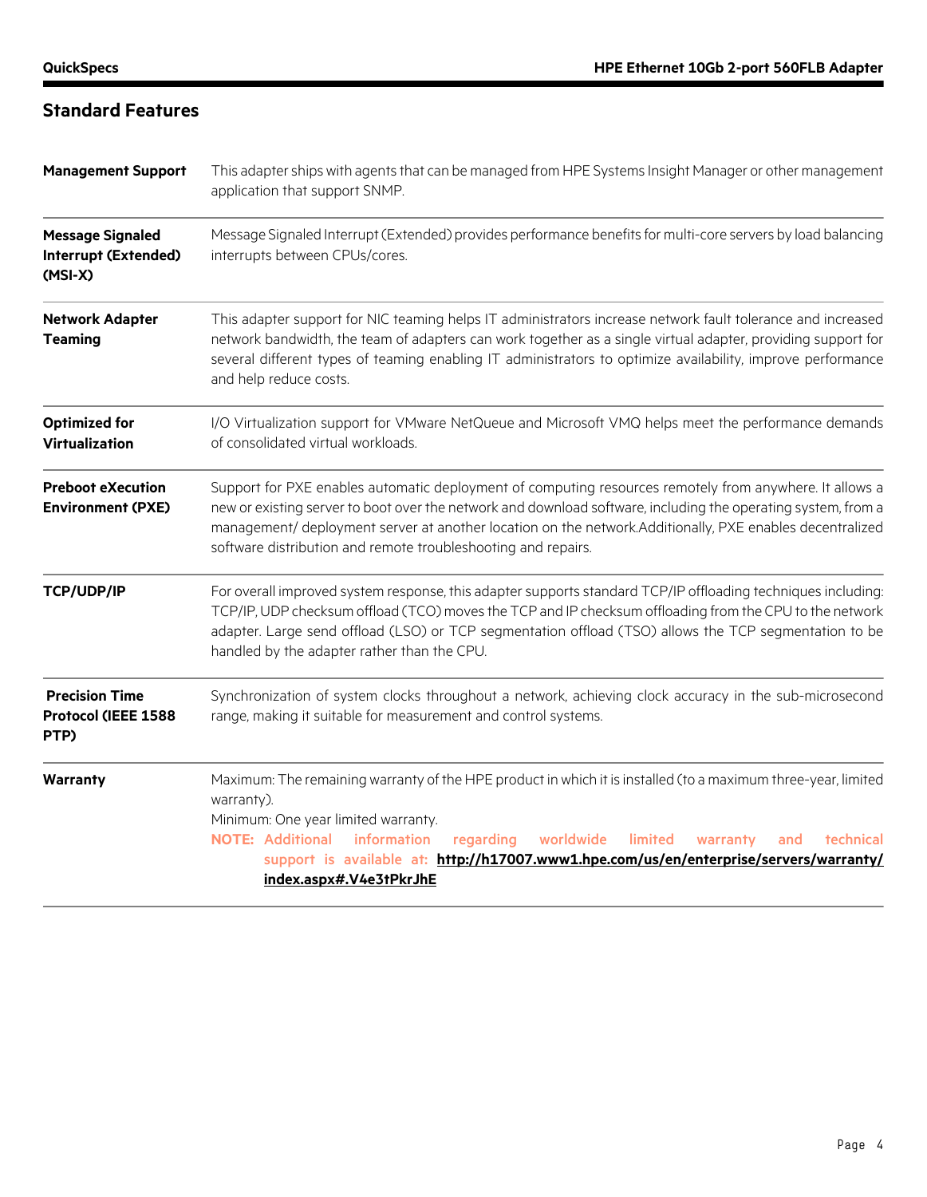## Standard Features

| | |
|---|---|
| **Management Support** | This adapter ships with agents that can be managed from HPE Systems Insight Manager or other management application that support SNMP. |
| **Message Signaled Interrupt (Extended) (MSI-X)** | Message Signaled Interrupt (Extended) provides performance benefits for multi-core servers by load balancing interrupts between CPUs/cores. |
| **Network Adapter Teaming** | This adapter support for NIC teaming helps IT administrators increase network fault tolerance and increased network bandwidth, the team of adapters can work together as a single virtual adapter, providing support for several different types of teaming enabling IT administrators to optimize availability, improve performance and help reduce costs. |
| **Optimized for Virtualization** | I/O Virtualization support for VMware NetQueue and Microsoft VMQ helps meet the performance demands of consolidated virtual workloads. |
| **Preboot eXecution Environment (PXE)** | Support for PXE enables automatic deployment of computing resources remotely from anywhere. It allows a new or existing server to boot over the network and download software, including the operating system, from a management/ deployment server at another location on the network.Additionally, PXE enables decentralized software distribution and remote troubleshooting and repairs. |
| **TCP/UDP/IP** | For overall improved system response, this adapter supports standard TCP/IP offloading techniques including: TCP/IP, UDP checksum offload (TCO) moves the TCP and IP checksum offloading from the CPU to the network adapter. Large send offload (LSO) or TCP segmentation offload (TSO) allows the TCP segmentation to be handled by the adapter rather than the CPU. |
| **Precision Time Protocol (IEEE 1588 PTP)** | Synchronization of system clocks throughout a network, achieving clock accuracy in the sub-microsecond range, making it suitable for measurement and control systems. |
| **Warranty** | Maximum: The remaining warranty of the HPE product in which it is installed (to a maximum three-year, limited warranty).<br>Minimum: One year limited warranty.<br>**NOTE:** Additional information regarding worldwide limited warranty and technical support is available at: **http://h17007.www1.hpe.com/us/en/enterprise/servers/warranty/index.aspx#.V4e3tPkrJhE** |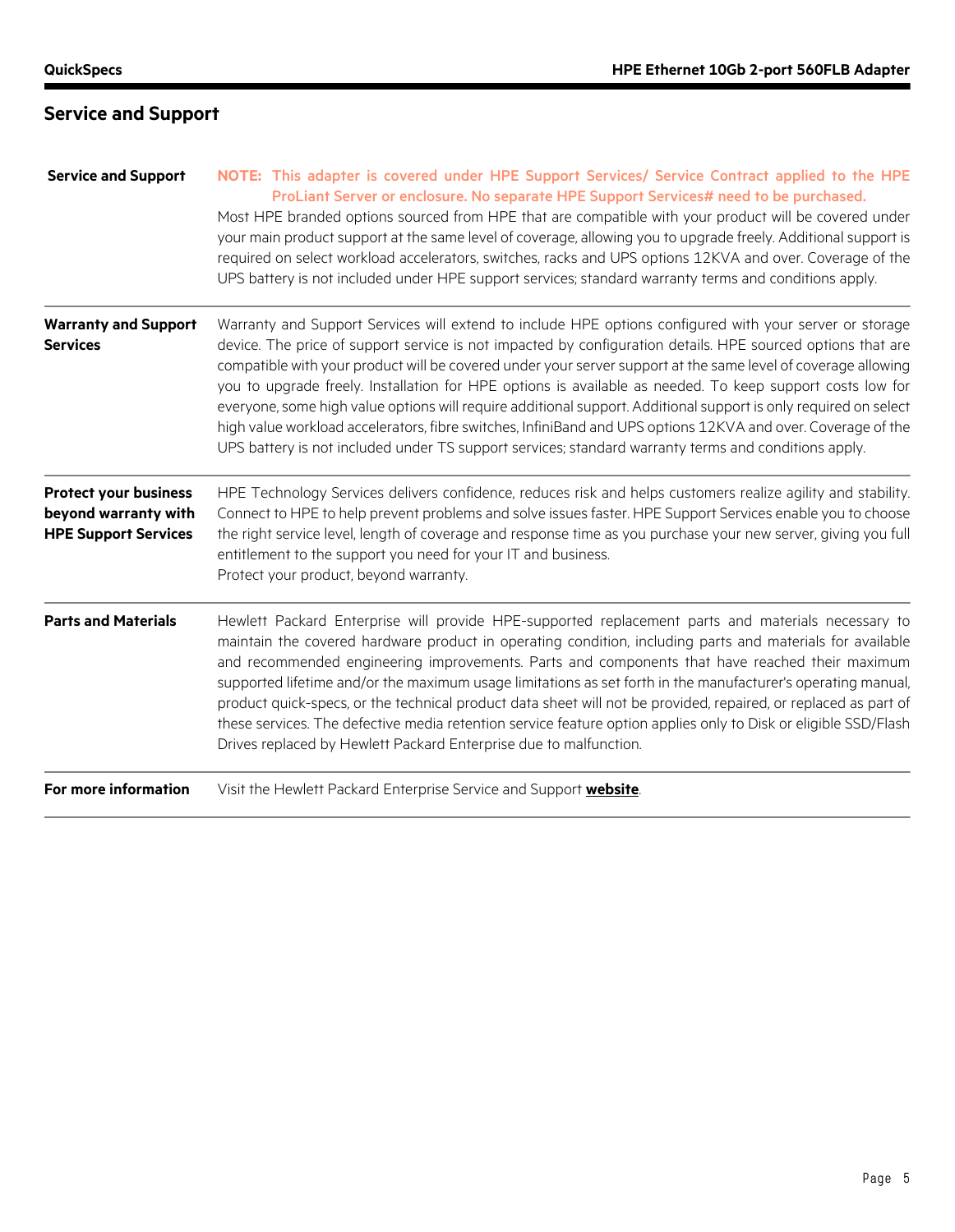## Service and Support

| | |
|---|---|
| **Service and Support** | **NOTE: This adapter is covered under HPE Support Services/ Service Contract applied to the HPE ProLiant Server or enclosure. No separate HPE Support Services# need to be purchased.** Most HPE branded options sourced from HPE that are compatible with your product will be covered under your main product support at the same level of coverage, allowing you to upgrade freely. Additional support is required on select workload accelerators, switches, racks and UPS options 12KVA and over. Coverage of the UPS battery is not included under HPE support services; standard warranty terms and conditions apply. |
| **Warranty and Support Services** | Warranty and Support Services will extend to include HPE options configured with your server or storage device. The price of support service is not impacted by configuration details. HPE sourced options that are compatible with your product will be covered under your server support at the same level of coverage allowing you to upgrade freely. Installation for HPE options is available as needed. To keep support costs low for everyone, some high value options will require additional support. Additional support is only required on select high value workload accelerators, fibre switches, InfiniBand and UPS options 12KVA and over. Coverage of the UPS battery is not included under TS support services; standard warranty terms and conditions apply. |
| **Protect your business beyond warranty with HPE Support Services** | HPE Technology Services delivers confidence, reduces risk and helps customers realize agility and stability. Connect to HPE to help prevent problems and solve issues faster. HPE Support Services enable you to choose the right service level, length of coverage and response time as you purchase your new server, giving you full entitlement to the support you need for your IT and business.<br>Protect your product, beyond warranty. |
| **Parts and Materials** | Hewlett Packard Enterprise will provide HPE-supported replacement parts and materials necessary to maintain the covered hardware product in operating condition, including parts and materials for available and recommended engineering improvements. Parts and components that have reached their maximum supported lifetime and/or the maximum usage limitations as set forth in the manufacturer's operating manual, product quick-specs, or the technical product data sheet will not be provided, repaired, or replaced as part of these services. The defective media retention service feature option applies only to Disk or eligible SSD/Flash Drives replaced by Hewlett Packard Enterprise due to malfunction. |
| **For more information** | Visit the Hewlett Packard Enterprise Service and Support **website**. |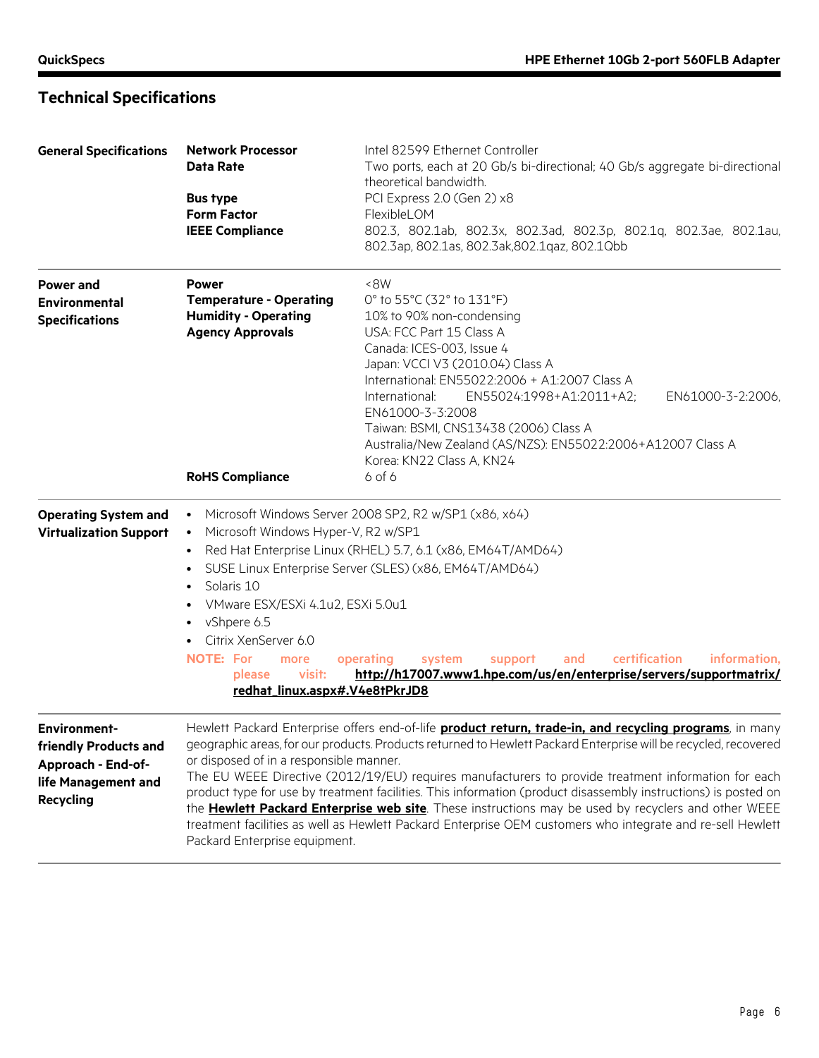## Technical Specifications

| | | |
|---|---|---|
| **General Specifications** | **Network Processor** | Intel 82599 Ethernet Controller |
| | **Data Rate** | Two ports, each at 20 Gb/s bi-directional; 40 Gb/s aggregate bi-directional theoretical bandwidth. |
| | **Bus type** | PCI Express 2.0 (Gen 2) x8 |
| | **Form Factor** | FlexibleLOM |
| | **IEEE Compliance** | 802.3, 802.1ab, 802.3x, 802.3ad, 802.3p, 802.1q, 802.3ae, 802.1au, 802.3ap, 802.1as, 802.3ak,802.1qaz, 802.1Qbb |
| **Power and Environmental Specifications** | **Power** | <8W |
| | **Temperature - Operating** | 0° to 55°C (32° to 131°F) |
| | **Humidity - Operating** | 10% to 90% non-condensing |
| | **Agency Approvals** | USA: FCC Part 15 Class A<br>Canada: ICES-003, Issue 4<br>Japan: VCCI V3 (2010.04) Class A<br>International: EN55022:2006 + A1:2007 Class A<br>International: EN55024:1998+A1:2011+A2; EN61000-3-2:2006, EN61000-3-3:2008<br>Taiwan: BSMI, CNS13438 (2006) Class A<br>Australia/New Zealand (AS/NZS): EN55022:2006+A12007 Class A<br>Korea: KN22 Class A, KN24 |
| | **RoHS Compliance** | 6 of 6 |

**Operating System and Virtualization Support**

- Microsoft Windows Server 2008 SP2, R2 w/SP1 (x86, x64)
- Microsoft Windows Hyper-V, R2 w/SP1
- Red Hat Enterprise Linux (RHEL) 5.7, 6.1 (x86, EM64T/AMD64)
- SUSE Linux Enterprise Server (SLES) (x86, EM64T/AMD64)
- Solaris 10
- VMware ESX/ESXi 4.1u2, ESXi 5.0u1
- vShpere 6.5
- Citrix XenServer 6.0

**NOTE:** For more operating system support and certification information, please visit: **http://h17007.www1.hpe.com/us/en/enterprise/servers/supportmatrix/redhat_linux.aspx#.V4e8tPkrJD8**

**Environment-friendly Products and Approach - End-of-life Management and Recycling**

Hewlett Packard Enterprise offers end-of-life **product return, trade-in, and recycling programs**, in many geographic areas, for our products. Products returned to Hewlett Packard Enterprise will be recycled, recovered or disposed of in a responsible manner.

The EU WEEE Directive (2012/19/EU) requires manufacturers to provide treatment information for each product type for use by treatment facilities. This information (product disassembly instructions) is posted on the **Hewlett Packard Enterprise web site**. These instructions may be used by recyclers and other WEEE treatment facilities as well as Hewlett Packard Enterprise OEM customers who integrate and re-sell Hewlett Packard Enterprise equipment.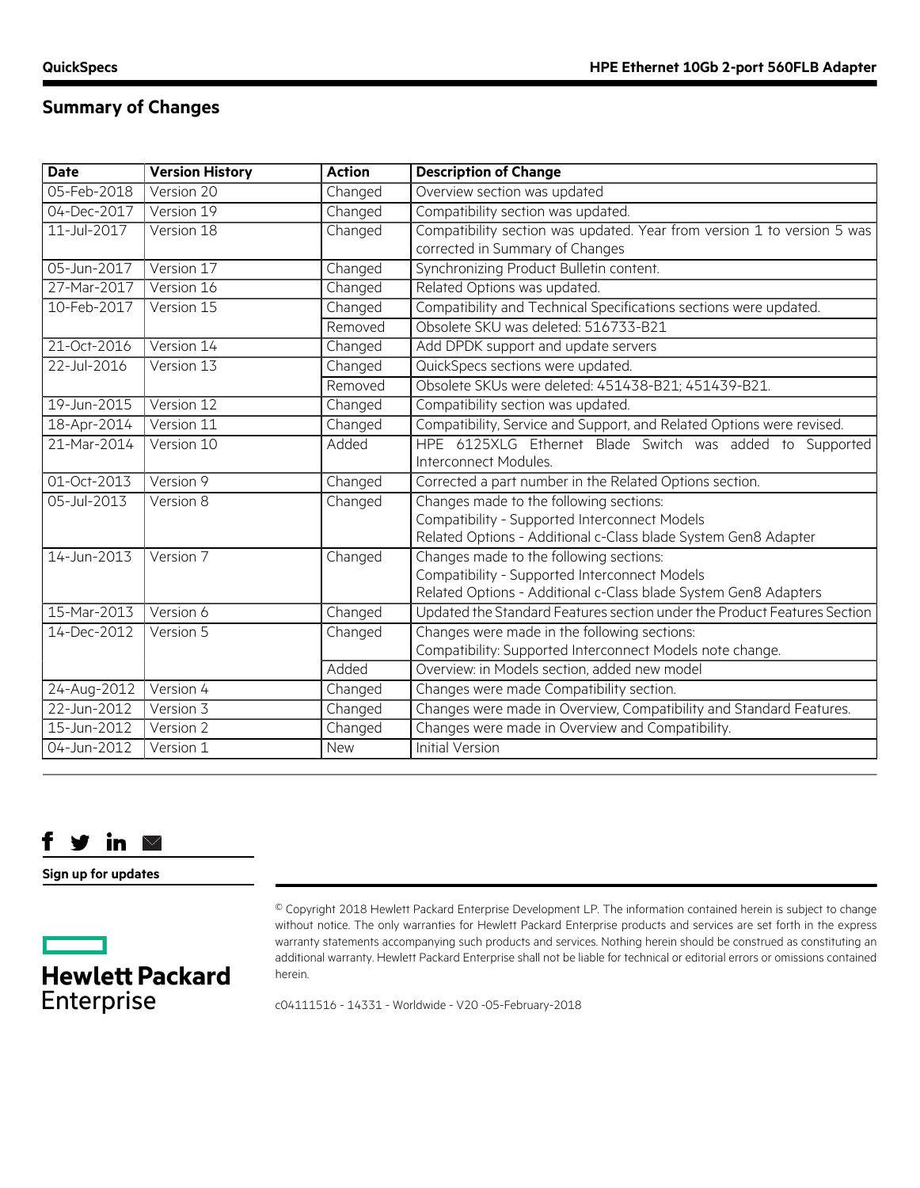## Summary of Changes

| Date | Version History | Action | Description of Change |
|---|---|---|---|
| 05-Feb-2018 | Version 20 | Changed | Overview section was updated |
| 04-Dec-2017 | Version 19 | Changed | Compatibility section was updated. |
| 11-Jul-2017 | Version 18 | Changed | Compatibility section was updated. Year from version 1 to version 5 was corrected in Summary of Changes |
| 05-Jun-2017 | Version 17 | Changed | Synchronizing Product Bulletin content. |
| 27-Mar-2017 | Version 16 | Changed | Related Options was updated. |
| 10-Feb-2017 | Version 15 | Changed | Compatibility and Technical Specifications sections were updated. |
| | | Removed | Obsolete SKU was deleted: 516733-B21 |
| 21-Oct-2016 | Version 14 | Changed | Add DPDK support and update servers |
| 22-Jul-2016 | Version 13 | Changed | QuickSpecs sections were updated. |
| | | Removed | Obsolete SKUs were deleted: 451438-B21; 451439-B21. |
| 19-Jun-2015 | Version 12 | Changed | Compatibility section was updated. |
| 18-Apr-2014 | Version 11 | Changed | Compatibility, Service and Support, and Related Options were revised. |
| 21-Mar-2014 | Version 10 | Added | HPE 6125XLG Ethernet Blade Switch was added to Supported Interconnect Modules. |
| 01-Oct-2013 | Version 9 | Changed | Corrected a part number in the Related Options section. |
| 05-Jul-2013 | Version 8 | Changed | Changes made to the following sections:<br>Compatibility - Supported Interconnect Models<br>Related Options - Additional c-Class blade System Gen8 Adapter |
| 14-Jun-2013 | Version 7 | Changed | Changes made to the following sections:<br>Compatibility - Supported Interconnect Models<br>Related Options - Additional c-Class blade System Gen8 Adapters |
| 15-Mar-2013 | Version 6 | Changed | Updated the Standard Features section under the Product Features Section |
| 14-Dec-2012 | Version 5 | Changed | Changes were made in the following sections:<br>Compatibility: Supported Interconnect Models note change. |
| | | Added | Overview: in Models section, added new model |
| 24-Aug-2012 | Version 4 | Changed | Changes were made Compatibility section. |
| 22-Jun-2012 | Version 3 | Changed | Changes were made in Overview, Compatibility and Standard Features. |
| 15-Jun-2012 | Version 2 | Changed | Changes were made in Overview and Compatibility. |
| 04-Jun-2012 | Version 1 | New | Initial Version |

**Sign up for updates**

Hewlett Packard Enterprise

© Copyright 2018 Hewlett Packard Enterprise Development LP. The information contained herein is subject to change without notice. The only warranties for Hewlett Packard Enterprise products and services are set forth in the express warranty statements accompanying such products and services. Nothing herein should be construed as constituting an additional warranty. Hewlett Packard Enterprise shall not be liable for technical or editorial errors or omissions contained herein.

c04111516 - 14331 - Worldwide - V20 -05-February-2018